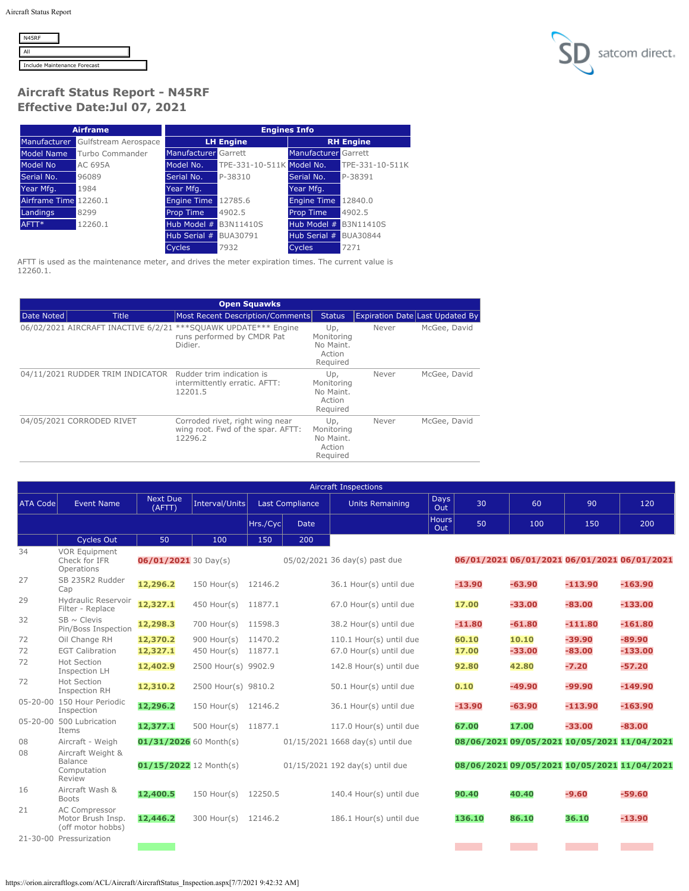N45RF

All

Include Maintenance Forecast

## Aircraft Status Report - N45RF
## Effective Date:Jul 07, 2021

| Airframe | |
|---|---|
| Manufacturer | Gulfstream Aerospace |
| Model Name | Turbo Commander |
| Model No | AC 695A |
| Serial No. | 96089 |
| Year Mfg. | 1984 |
| Airframe Time | 12260.1 |
| Landings | 8299 |
| AFTT* | 12260.1 |

| Engines Info | | | |
|---|---|---|---|
| LH Engine | | RH Engine | |
| Manufacturer | Garrett | Manufacturer | Garrett |
| Model No. | TPE-331-10-511K | Model No. | TPE-331-10-511K |
| Serial No. | P-38310 | Serial No. | P-38391 |
| Year Mfg. | | Year Mfg. | |
| Engine Time | 12785.6 | Engine Time | 12840.0 |
| Prop Time | 4902.5 | Prop Time | 4902.5 |
| Hub Model # | B3N11410S | Hub Model # | B3N11410S |
| Hub Serial # | BUA30791 | Hub Serial # | BUA30844 |
| Cycles | 7932 | Cycles | 7271 |

AFTT is used as the maintenance meter, and drives the meter expiration times. The current value is 12260.1.

| Open Squawks | | | | | |
|---|---|---|---|---|---|
| Date Noted | Title | Most Recent Description/Comments | Status | Expiration Date | Last Updated By |
| 06/02/2021 | AIRCRAFT INACTIVE 6/2/21 | ***SQUAWK UPDATE*** Engine runs performed by CMDR Pat Didier. | Up, Monitoring No Maint. Action Required | Never | McGee, David |
| 04/11/2021 | RUDDER TRIM INDICATOR | Rudder trim indication is intermittently erratic. AFTT: 12201.5 | Up, Monitoring No Maint. Action Required | Never | McGee, David |
| 04/05/2021 | CORRODED RIVET | Corroded rivet, right wing near wing root. Fwd of the spar. AFTT: 12296.2 | Up, Monitoring No Maint. Action Required | Never | McGee, David |

| Aircraft Inspections | | | | | | | | | | | |
|---|---|---|---|---|---|---|---|---|---|---|---|
| ATA Code | Event Name | Next Due (AFTT) | Interval/Units | Last Compliance | | Units Remaining | Days Out | 30 | 60 | 90 | 120 |
| | | | | Hrs./Cyc | Date | | Hours Out | 50 | 100 | 150 | 200 |
| | Cycles Out | 50 | 100 | 150 | 200 | | | | | | |
| 34 | VOR Equipment Check for IFR Operations | 06/01/2021 | 30 Day(s) | | 05/02/2021 | 36 day(s) past due | | 06/01/2021 | 06/01/2021 | 06/01/2021 | 06/01/2021 |
| 27 | SB 235R2 Rudder Cap | 12,296.2 | 150 Hour(s) | 12146.2 | | 36.1 Hour(s) until due | | -13.90 | -63.90 | -113.90 | -163.90 |
| 29 | Hydraulic Reservoir Filter - Replace | 12,327.1 | 450 Hour(s) | 11877.1 | | 67.0 Hour(s) until due | | 17.00 | -33.00 | -83.00 | -133.00 |
| 32 | SB ~ Clevis Pin/Boss Inspection | 12,298.3 | 700 Hour(s) | 11598.3 | | 38.2 Hour(s) until due | | -11.80 | -61.80 | -111.80 | -161.80 |
| 72 | Oil Change RH | 12,370.2 | 900 Hour(s) | 11470.2 | | 110.1 Hour(s) until due | | 60.10 | 10.10 | -39.90 | -89.90 |
| 72 | EGT Calibration | 12,327.1 | 450 Hour(s) | 11877.1 | | 67.0 Hour(s) until due | | 17.00 | -33.00 | -83.00 | -133.00 |
| 72 | Hot Section Inspection LH | 12,402.9 | 2500 Hour(s) | 9902.9 | | 142.8 Hour(s) until due | | 92.80 | 42.80 | -7.20 | -57.20 |
| 72 | Hot Section Inspection RH | 12,310.2 | 2500 Hour(s) | 9810.2 | | 50.1 Hour(s) until due | | 0.10 | -49.90 | -99.90 | -149.90 |
| 05-20-00 | 150 Hour Periodic Inspection | 12,296.2 | 150 Hour(s) | 12146.2 | | 36.1 Hour(s) until due | | -13.90 | -63.90 | -113.90 | -163.90 |
| 05-20-00 | 500 Lubrication Items | 12,377.1 | 500 Hour(s) | 11877.1 | | 117.0 Hour(s) until due | | 67.00 | 17.00 | -33.00 | -83.00 |
| 08 | Aircraft - Weigh | 01/31/2026 | 60 Month(s) | | 01/15/2021 | 1668 day(s) until due | | 08/06/2021 | 09/05/2021 | 10/05/2021 | 11/04/2021 |
| 08 | Aircraft Weight & Balance Computation Review | 01/15/2022 | 12 Month(s) | | 01/15/2021 | 192 day(s) until due | | 08/06/2021 | 09/05/2021 | 10/05/2021 | 11/04/2021 |
| 16 | Aircraft Wash & Boots | 12,400.5 | 150 Hour(s) | 12250.5 | | 140.4 Hour(s) until due | | 90.40 | 40.40 | -9.60 | -59.60 |
| 21 | AC Compressor Motor Brush Insp. (off motor hobbs) | 12,446.2 | 300 Hour(s) | 12146.2 | | 186.1 Hour(s) until due | | 136.10 | 86.10 | 36.10 | -13.90 |
| 21-30-00 | Pressurization | | | | | | | | | | |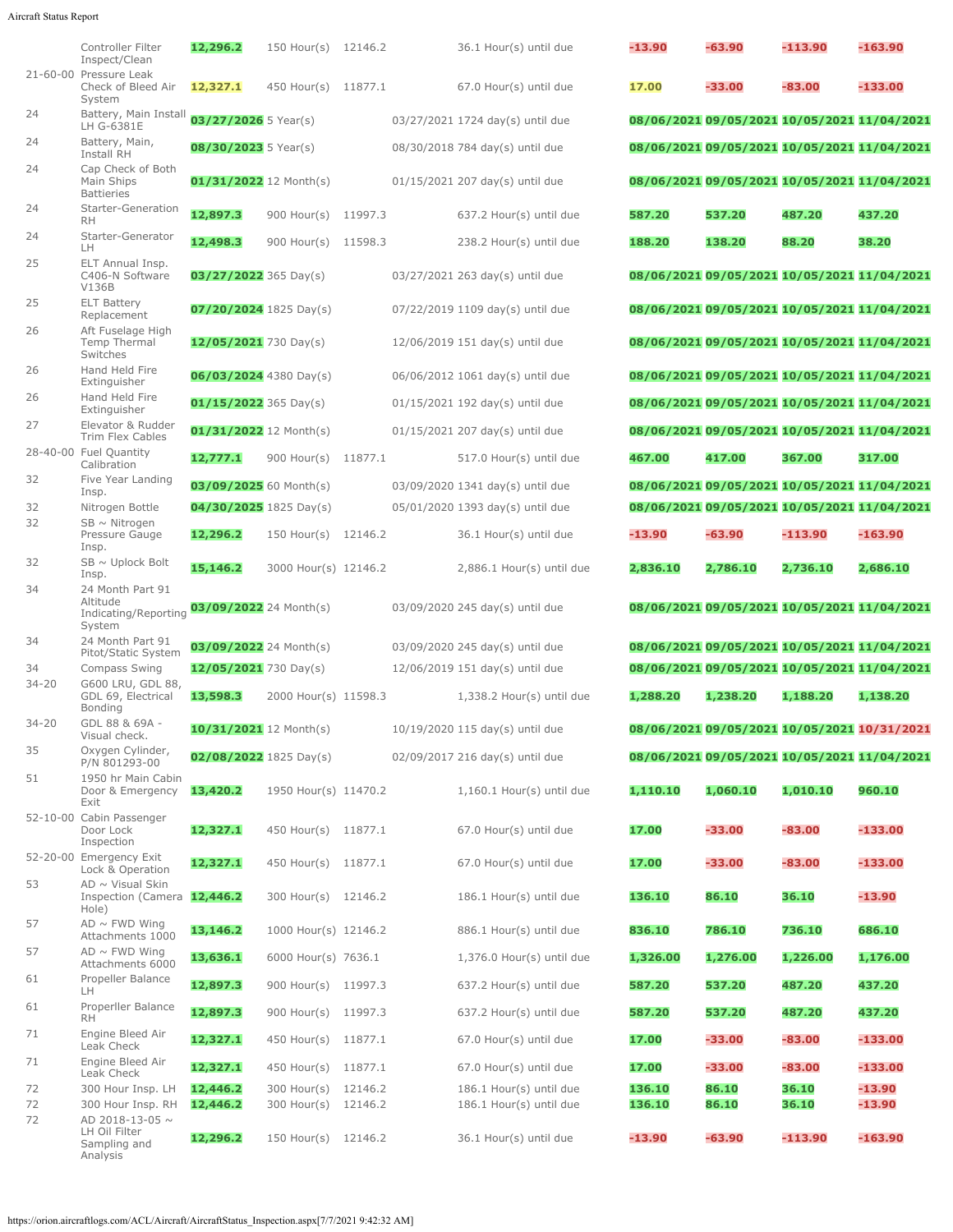| | | | | | | | | | |
|---|---|---|---|---|---|---|---|---|---|
| | Controller Filter Inspect/Clean | 12,296.2 | 150 Hour(s) | 12146.2 | | 36.1 Hour(s) until due | -13.90 | -63.90 | -113.90 | -163.90 |
| 21-60-00 | Pressure Leak Check of Bleed Air System | 12,327.1 | 450 Hour(s) | 11877.1 | | 67.0 Hour(s) until due | 17.00 | -33.00 | -83.00 | -133.00 |
| 24 | Battery, Main Install LH G-6381E | 03/27/2026 | 5 Year(s) | | 03/27/2021 | 1724 day(s) until due | 08/06/2021 | 09/05/2021 | 10/05/2021 | 11/04/2021 |
| 24 | Battery, Main, Install RH | 08/30/2023 | 5 Year(s) | | 08/30/2018 | 784 day(s) until due | 08/06/2021 | 09/05/2021 | 10/05/2021 | 11/04/2021 |
| 24 | Cap Check of Both Main Ships Battieries | 01/31/2022 | 12 Month(s) | | 01/15/2021 | 207 day(s) until due | 08/06/2021 | 09/05/2021 | 10/05/2021 | 11/04/2021 |
| 24 | Starter-Generation RH | 12,897.3 | 900 Hour(s) | 11997.3 | | 637.2 Hour(s) until due | 587.20 | 537.20 | 487.20 | 437.20 |
| 24 | Starter-Generator LH | 12,498.3 | 900 Hour(s) | 11598.3 | | 238.2 Hour(s) until due | 188.20 | 138.20 | 88.20 | 38.20 |
| 25 | ELT Annual Insp. C406-N Software V136B | 03/27/2022 | 365 Day(s) | | 03/27/2021 | 263 day(s) until due | 08/06/2021 | 09/05/2021 | 10/05/2021 | 11/04/2021 |
| 25 | ELT Battery Replacement | 07/20/2024 | 1825 Day(s) | | 07/22/2019 | 1109 day(s) until due | 08/06/2021 | 09/05/2021 | 10/05/2021 | 11/04/2021 |
| 26 | Aft Fuselage High Temp Thermal Switches | 12/05/2021 | 730 Day(s) | | 12/06/2019 | 151 day(s) until due | 08/06/2021 | 09/05/2021 | 10/05/2021 | 11/04/2021 |
| 26 | Hand Held Fire Extinguisher | 06/03/2024 | 4380 Day(s) | | 06/06/2012 | 1061 day(s) until due | 08/06/2021 | 09/05/2021 | 10/05/2021 | 11/04/2021 |
| 26 | Hand Held Fire Extinguisher | 01/15/2022 | 365 Day(s) | | 01/15/2021 | 192 day(s) until due | 08/06/2021 | 09/05/2021 | 10/05/2021 | 11/04/2021 |
| 27 | Elevator & Rudder Trim Flex Cables | 01/31/2022 | 12 Month(s) | | 01/15/2021 | 207 day(s) until due | 08/06/2021 | 09/05/2021 | 10/05/2021 | 11/04/2021 |
| 28-40-00 | Fuel Quantity Calibration | 12,777.1 | 900 Hour(s) | 11877.1 | | 517.0 Hour(s) until due | 467.00 | 417.00 | 367.00 | 317.00 |
| 32 | Five Year Landing Insp. | 03/09/2025 | 60 Month(s) | | 03/09/2020 | 1341 day(s) until due | 08/06/2021 | 09/05/2021 | 10/05/2021 | 11/04/2021 |
| 32 | Nitrogen Bottle | 04/30/2025 | 1825 Day(s) | | 05/01/2020 | 1393 day(s) until due | 08/06/2021 | 09/05/2021 | 10/05/2021 | 11/04/2021 |
| 32 | SB ~ Nitrogen Pressure Gauge Insp. | 12,296.2 | 150 Hour(s) | 12146.2 | | 36.1 Hour(s) until due | -13.90 | -63.90 | -113.90 | -163.90 |
| 32 | SB ~ Uplock Bolt Insp. | 15,146.2 | 3000 Hour(s) | 12146.2 | | 2,886.1 Hour(s) until due | 2,836.10 | 2,786.10 | 2,736.10 | 2,686.10 |
| 34 | 24 Month Part 91 Altitude Indicating/Reporting System | 03/09/2022 | 24 Month(s) | | 03/09/2020 | 245 day(s) until due | 08/06/2021 | 09/05/2021 | 10/05/2021 | 11/04/2021 |
| 34 | 24 Month Part 91 Pitot/Static System | 03/09/2022 | 24 Month(s) | | 03/09/2020 | 245 day(s) until due | 08/06/2021 | 09/05/2021 | 10/05/2021 | 11/04/2021 |
| 34 | Compass Swing | 12/05/2021 | 730 Day(s) | | 12/06/2019 | 151 day(s) until due | 08/06/2021 | 09/05/2021 | 10/05/2021 | 11/04/2021 |
| 34-20 | G600 LRU, GDL 88, GDL 69, Electrical Bonding | 13,598.3 | 2000 Hour(s) | 11598.3 | | 1,338.2 Hour(s) until due | 1,288.20 | 1,238.20 | 1,188.20 | 1,138.20 |
| 34-20 | GDL 88 & 69A - Visual check. | 10/31/2021 | 12 Month(s) | | 10/19/2020 | 115 day(s) until due | 08/06/2021 | 09/05/2021 | 10/05/2021 | 10/31/2021 |
| 35 | Oxygen Cylinder, P/N 801293-00 | 02/08/2022 | 1825 Day(s) | | 02/09/2017 | 216 day(s) until due | 08/06/2021 | 09/05/2021 | 10/05/2021 | 11/04/2021 |
| 51 | 1950 hr Main Cabin Door & Emergency Exit | 13,420.2 | 1950 Hour(s) | 11470.2 | | 1,160.1 Hour(s) until due | 1,110.10 | 1,060.10 | 1,010.10 | 960.10 |
| 52-10-00 | Cabin Passenger Door Lock Inspection | 12,327.1 | 450 Hour(s) | 11877.1 | | 67.0 Hour(s) until due | 17.00 | -33.00 | -83.00 | -133.00 |
| 52-20-00 | Emergency Exit Lock & Operation | 12,327.1 | 450 Hour(s) | 11877.1 | | 67.0 Hour(s) until due | 17.00 | -33.00 | -83.00 | -133.00 |
| 53 | AD ~ Visual Skin Inspection (Camera Hole) | 12,446.2 | 300 Hour(s) | 12146.2 | | 186.1 Hour(s) until due | 136.10 | 86.10 | 36.10 | -13.90 |
| 57 | AD ~ FWD Wing Attachments 1000 | 13,146.2 | 1000 Hour(s) | 12146.2 | | 886.1 Hour(s) until due | 836.10 | 786.10 | 736.10 | 686.10 |
| 57 | AD ~ FWD Wing Attachments 6000 | 13,636.1 | 6000 Hour(s) | 7636.1 | | 1,376.0 Hour(s) until due | 1,326.00 | 1,276.00 | 1,226.00 | 1,176.00 |
| 61 | Propeller Balance LH | 12,897.3 | 900 Hour(s) | 11997.3 | | 637.2 Hour(s) until due | 587.20 | 537.20 | 487.20 | 437.20 |
| 61 | Properller Balance RH | 12,897.3 | 900 Hour(s) | 11997.3 | | 637.2 Hour(s) until due | 587.20 | 537.20 | 487.20 | 437.20 |
| 71 | Engine Bleed Air Leak Check | 12,327.1 | 450 Hour(s) | 11877.1 | | 67.0 Hour(s) until due | 17.00 | -33.00 | -83.00 | -133.00 |
| 71 | Engine Bleed Air Leak Check | 12,327.1 | 450 Hour(s) | 11877.1 | | 67.0 Hour(s) until due | 17.00 | -33.00 | -83.00 | -133.00 |
| 72 | 300 Hour Insp. LH | 12,446.2 | 300 Hour(s) | 12146.2 | | 186.1 Hour(s) until due | 136.10 | 86.10 | 36.10 | -13.90 |
| 72 | 300 Hour Insp. RH | 12,446.2 | 300 Hour(s) | 12146.2 | | 186.1 Hour(s) until due | 136.10 | 86.10 | 36.10 | -13.90 |
| 72 | AD 2018-13-05 ~ LH Oil Filter Sampling and Analysis | 12,296.2 | 150 Hour(s) | 12146.2 | | 36.1 Hour(s) until due | -13.90 | -63.90 | -113.90 | -163.90 |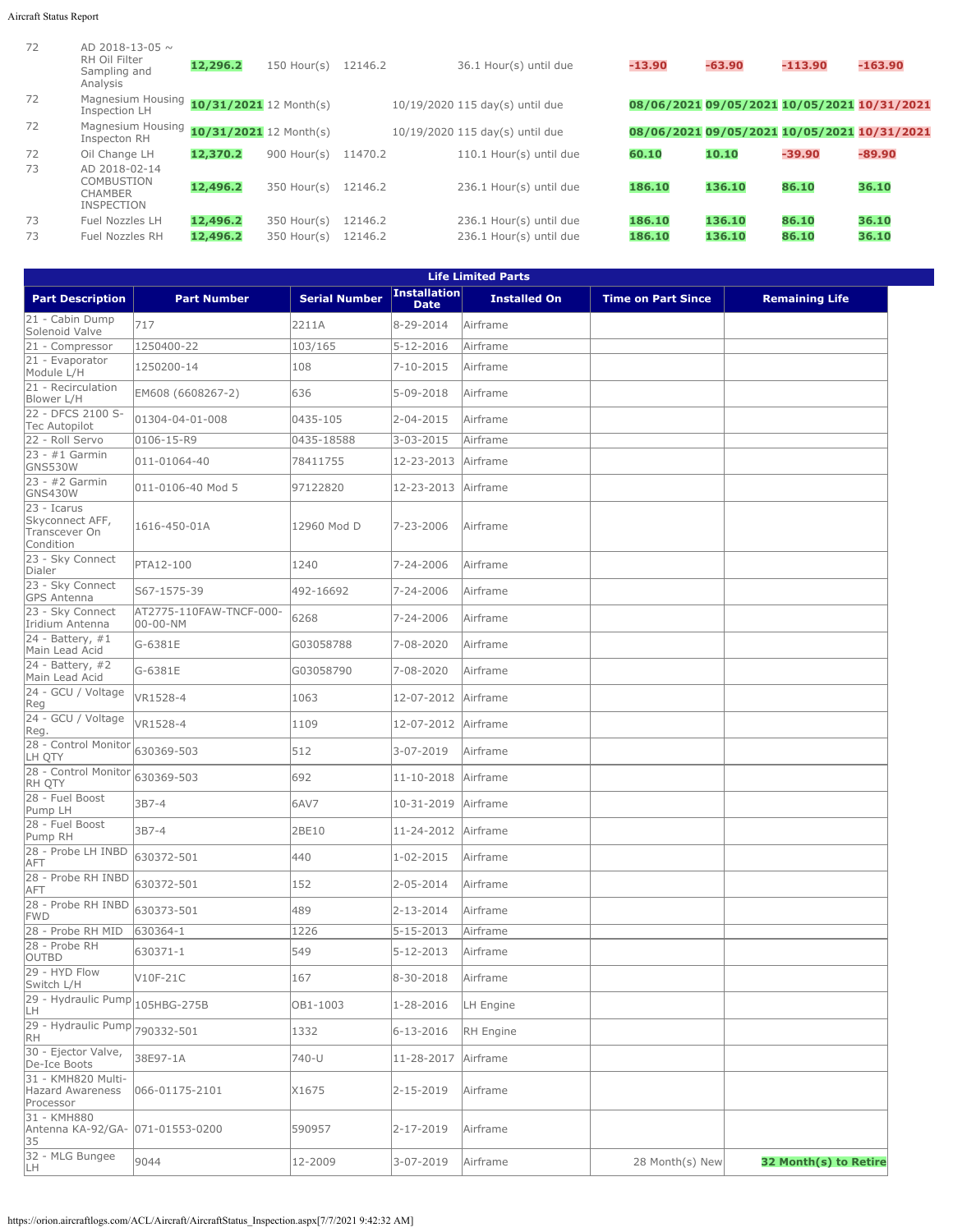| | | | | | | | | | |
|---|---|---|---|---|---|---|---|---|---|
| 72 | AD 2018-13-05 ~ RH Oil Filter Sampling and Analysis | **12,296.2** | 150 Hour(s) | 12146.2 | | 36.1 Hour(s) until due | **-13.90** | **-63.90** | **-113.90** | **-163.90** |
| 72 | Magnesium Housing Inspection LH | **10/31/2021** | 12 Month(s) | | 10/19/2020 | 115 day(s) until due | **08/06/2021** | **09/05/2021** | **10/05/2021** | **10/31/2021** |
| 72 | Magnesium Housing Inspecton RH | **10/31/2021** | 12 Month(s) | | 10/19/2020 | 115 day(s) until due | **08/06/2021** | **09/05/2021** | **10/05/2021** | **10/31/2021** |
| 72 | Oil Change LH | **12,370.2** | 900 Hour(s) | 11470.2 | | 110.1 Hour(s) until due | **60.10** | **10.10** | **-39.90** | **-89.90** |
| 73 | AD 2018-02-14 COMBUSTION CHAMBER INSPECTION | **12,496.2** | 350 Hour(s) | 12146.2 | | 236.1 Hour(s) until due | **186.10** | **136.10** | **86.10** | **36.10** |
| 73 | Fuel Nozzles LH | **12,496.2** | 350 Hour(s) | 12146.2 | | 236.1 Hour(s) until due | **186.10** | **136.10** | **86.10** | **36.10** |
| 73 | Fuel Nozzles RH | **12,496.2** | 350 Hour(s) | 12146.2 | | 236.1 Hour(s) until due | **186.10** | **136.10** | **86.10** | **36.10** |

## Life Limited Parts

| Part Description | Part Number | Serial Number | Installation Date | Installed On | Time on Part Since | Remaining Life |
|---|---|---|---|---|---|---|
| 21 - Cabin Dump Solenoid Valve | 717 | 2211A | 8-29-2014 | Airframe | | |
| 21 - Compressor | 1250400-22 | 103/165 | 5-12-2016 | Airframe | | |
| 21 - Evaporator Module L/H | 1250200-14 | 108 | 7-10-2015 | Airframe | | |
| 21 - Recirculation Blower L/H | EM608 (6608267-2) | 636 | 5-09-2018 | Airframe | | |
| 22 - DFCS 2100 S-Tec Autopilot | 01304-04-01-008 | 0435-105 | 2-04-2015 | Airframe | | |
| 22 - Roll Servo | 0106-15-R9 | 0435-18588 | 3-03-2015 | Airframe | | |
| 23 - #1 Garmin GNS530W | 011-01064-40 | 78411755 | 12-23-2013 | Airframe | | |
| 23 - #2 Garmin GNS430W | 011-0106-40 Mod 5 | 97122820 | 12-23-2013 | Airframe | | |
| 23 - Icarus Skyconnect AFF, Transcever On Condition | 1616-450-01A | 12960 Mod D | 7-23-2006 | Airframe | | |
| 23 - Sky Connect Dialer | PTA12-100 | 1240 | 7-24-2006 | Airframe | | |
| 23 - Sky Connect GPS Antenna | S67-1575-39 | 492-16692 | 7-24-2006 | Airframe | | |
| 23 - Sky Connect Iridium Antenna | AT2775-110FAW-TNCF-000-00-00-NM | 6268 | 7-24-2006 | Airframe | | |
| 24 - Battery, #1 Main Lead Acid | G-6381E | G03058788 | 7-08-2020 | Airframe | | |
| 24 - Battery, #2 Main Lead Acid | G-6381E | G03058790 | 7-08-2020 | Airframe | | |
| 24 - GCU / Voltage Reg | VR1528-4 | 1063 | 12-07-2012 | Airframe | | |
| 24 - GCU / Voltage Reg. | VR1528-4 | 1109 | 12-07-2012 | Airframe | | |
| 28 - Control Monitor LH QTY | 630369-503 | 512 | 3-07-2019 | Airframe | | |
| 28 - Control Monitor RH QTY | 630369-503 | 692 | 11-10-2018 | Airframe | | |
| 28 - Fuel Boost Pump LH | 3B7-4 | 6AV7 | 10-31-2019 | Airframe | | |
| 28 - Fuel Boost Pump RH | 3B7-4 | 2BE10 | 11-24-2012 | Airframe | | |
| 28 - Probe LH INBD AFT | 630372-501 | 440 | 1-02-2015 | Airframe | | |
| 28 - Probe RH INBD AFT | 630372-501 | 152 | 2-05-2014 | Airframe | | |
| 28 - Probe RH INBD FWD | 630373-501 | 489 | 2-13-2014 | Airframe | | |
| 28 - Probe RH MID | 630364-1 | 1226 | 5-15-2013 | Airframe | | |
| 28 - Probe RH OUTBD | 630371-1 | 549 | 5-12-2013 | Airframe | | |
| 29 - HYD Flow Switch L/H | V10F-21C | 167 | 8-30-2018 | Airframe | | |
| 29 - Hydraulic Pump LH | 105HBG-275B | OB1-1003 | 1-28-2016 | LH Engine | | |
| 29 - Hydraulic Pump RH | 790332-501 | 1332 | 6-13-2016 | RH Engine | | |
| 30 - Ejector Valve, De-Ice Boots | 38E97-1A | 740-U | 11-28-2017 | Airframe | | |
| 31 - KMH820 Multi-Hazard Awareness Processor | 066-01175-2101 | X1675 | 2-15-2019 | Airframe | | |
| 31 - KMH880 Antenna KA-92/GA-35 | 071-01553-0200 | 590957 | 2-17-2019 | Airframe | | |
| 32 - MLG Bungee LH | 9044 | 12-2009 | 3-07-2019 | Airframe | 28 Month(s) New | **32 Month(s) to Retire** |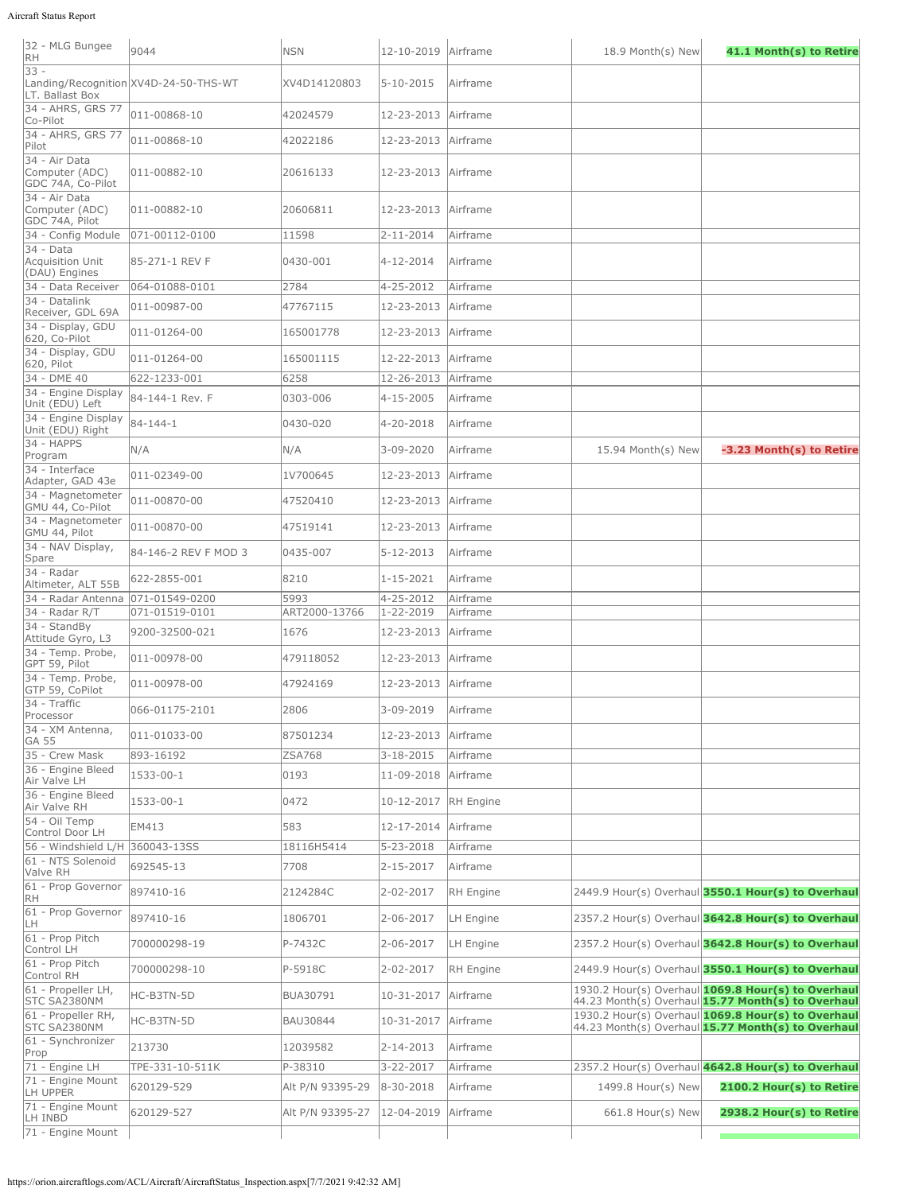| | | | | | | |
|---|---|---|---|---|---|---|
| 32 - MLG Bungee RH | 9044 | NSN | 12-10-2019 | Airframe | 18.9 Month(s) New | **41.1 Month(s) to Retire** |
| 33 - Landing/Recognition LT. Ballast Box | XV4D-24-50-THS-WT | XV4D14120803 | 5-10-2015 | Airframe | | |
| 34 - AHRS, GRS 77 Co-Pilot | 011-00868-10 | 42024579 | 12-23-2013 | Airframe | | |
| 34 - AHRS, GRS 77 Pilot | 011-00868-10 | 42022186 | 12-23-2013 | Airframe | | |
| 34 - Air Data Computer (ADC) GDC 74A, Co-Pilot | 011-00882-10 | 20616133 | 12-23-2013 | Airframe | | |
| 34 - Air Data Computer (ADC) GDC 74A, Pilot | 011-00882-10 | 20606811 | 12-23-2013 | Airframe | | |
| 34 - Config Module | 071-00112-0100 | 11598 | 2-11-2014 | Airframe | | |
| 34 - Data Acquisition Unit (DAU) Engines | 85-271-1 REV F | 0430-001 | 4-12-2014 | Airframe | | |
| 34 - Data Receiver | 064-01088-0101 | 2784 | 4-25-2012 | Airframe | | |
| 34 - Datalink Receiver, GDL 69A | 011-00987-00 | 47767115 | 12-23-2013 | Airframe | | |
| 34 - Display, GDU 620, Co-Pilot | 011-01264-00 | 165001778 | 12-23-2013 | Airframe | | |
| 34 - Display, GDU 620, Pilot | 011-01264-00 | 165001115 | 12-22-2013 | Airframe | | |
| 34 - DME 40 | 622-1233-001 | 6258 | 12-26-2013 | Airframe | | |
| 34 - Engine Display Unit (EDU) Left | 84-144-1 Rev. F | 0303-006 | 4-15-2005 | Airframe | | |
| 34 - Engine Display Unit (EDU) Right | 84-144-1 | 0430-020 | 4-20-2018 | Airframe | | |
| 34 - HAPPS Program | N/A | N/A | 3-09-2020 | Airframe | 15.94 Month(s) New | **-3.23 Month(s) to Retire** |
| 34 - Interface Adapter, GAD 43e | 011-02349-00 | 1V700645 | 12-23-2013 | Airframe | | |
| 34 - Magnetometer GMU 44, Co-Pilot | 011-00870-00 | 47520410 | 12-23-2013 | Airframe | | |
| 34 - Magnetometer GMU 44, Pilot | 011-00870-00 | 47519141 | 12-23-2013 | Airframe | | |
| 34 - NAV Display, Spare | 84-146-2 REV F MOD 3 | 0435-007 | 5-12-2013 | Airframe | | |
| 34 - Radar Altimeter, ALT 55B | 622-2855-001 | 8210 | 1-15-2021 | Airframe | | |
| 34 - Radar Antenna | 071-01549-0200 | 5993 | 4-25-2012 | Airframe | | |
| 34 - Radar R/T | 071-01519-0101 | ART2000-13766 | 1-22-2019 | Airframe | | |
| 34 - StandBy Attitude Gyro, L3 | 9200-32500-021 | 1676 | 12-23-2013 | Airframe | | |
| 34 - Temp. Probe, GPT 59, Pilot | 011-00978-00 | 479118052 | 12-23-2013 | Airframe | | |
| 34 - Temp. Probe, GTP 59, CoPilot | 011-00978-00 | 47924169 | 12-23-2013 | Airframe | | |
| 34 - Traffic Processor | 066-01175-2101 | 2806 | 3-09-2019 | Airframe | | |
| 34 - XM Antenna, GA 55 | 011-01033-00 | 87501234 | 12-23-2013 | Airframe | | |
| 35 - Crew Mask | 893-16192 | ZSA768 | 3-18-2015 | Airframe | | |
| 36 - Engine Bleed Air Valve LH | 1533-00-1 | 0193 | 11-09-2018 | Airframe | | |
| 36 - Engine Bleed Air Valve RH | 1533-00-1 | 0472 | 10-12-2017 | RH Engine | | |
| 54 - Oil Temp Control Door LH | EM413 | 583 | 12-17-2014 | Airframe | | |
| 56 - Windshield L/H | 360043-13SS | 18116H5414 | 5-23-2018 | Airframe | | |
| 61 - NTS Solenoid Valve RH | 692545-13 | 7708 | 2-15-2017 | Airframe | | |
| 61 - Prop Governor RH | 897410-16 | 2124284C | 2-02-2017 | RH Engine | 2449.9 Hour(s) Overhaul | **3550.1 Hour(s) to Overhaul** |
| 61 - Prop Governor LH | 897410-16 | 1806701 | 2-06-2017 | LH Engine | 2357.2 Hour(s) Overhaul | **3642.8 Hour(s) to Overhaul** |
| 61 - Prop Pitch Control LH | 700000298-19 | P-7432C | 2-06-2017 | LH Engine | 2357.2 Hour(s) Overhaul | **3642.8 Hour(s) to Overhaul** |
| 61 - Prop Pitch Control RH | 700000298-10 | P-5918C | 2-02-2017 | RH Engine | 2449.9 Hour(s) Overhaul | **3550.1 Hour(s) to Overhaul** |
| 61 - Propeller LH, STC SA2380NM | HC-B3TN-5D | BUA30791 | 10-31-2017 | Airframe | 1930.2 Hour(s) Overhaul<br>44.23 Month(s) Overhaul | **1069.8 Hour(s) to Overhaul**<br>**15.77 Month(s) to Overhaul** |
| 61 - Propeller RH, STC SA2380NM | HC-B3TN-5D | BAU30844 | 10-31-2017 | Airframe | 1930.2 Hour(s) Overhaul<br>44.23 Month(s) Overhaul | **1069.8 Hour(s) to Overhaul**<br>**15.77 Month(s) to Overhaul** |
| 61 - Synchronizer Prop | 213730 | 12039582 | 2-14-2013 | Airframe | | |
| 71 - Engine LH | TPE-331-10-511K | P-38310 | 3-22-2017 | Airframe | 2357.2 Hour(s) Overhaul | **4642.8 Hour(s) to Overhaul** |
| 71 - Engine Mount LH UPPER | 620129-529 | Alt P/N 93395-29 | 8-30-2018 | Airframe | 1499.8 Hour(s) New | **2100.2 Hour(s) to Retire** |
| 71 - Engine Mount LH INBD | 620129-527 | Alt P/N 93395-27 | 12-04-2019 | Airframe | 661.8 Hour(s) New | **2938.2 Hour(s) to Retire** |
| 71 - Engine Mount | | | | | | |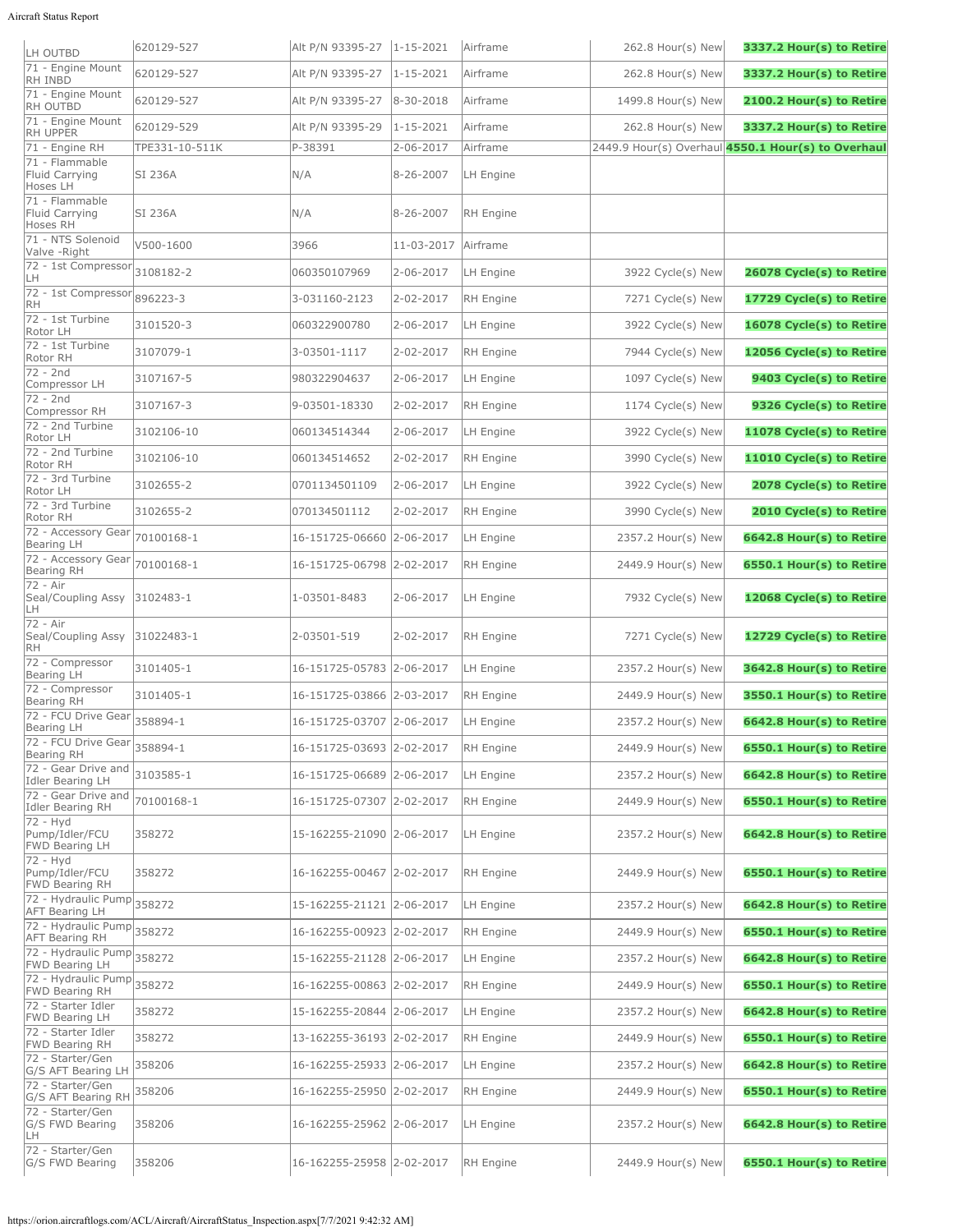| | | | | | | |
|---|---|---|---|---|---|---|
| LH OUTBD | 620129-527 | Alt P/N 93395-27 | 1-15-2021 | Airframe | 262.8 Hour(s) New | **3337.2 Hour(s) to Retire** |
| 71 - Engine Mount RH INBD | 620129-527 | Alt P/N 93395-27 | 1-15-2021 | Airframe | 262.8 Hour(s) New | **3337.2 Hour(s) to Retire** |
| 71 - Engine Mount RH OUTBD | 620129-527 | Alt P/N 93395-27 | 8-30-2018 | Airframe | 1499.8 Hour(s) New | **2100.2 Hour(s) to Retire** |
| 71 - Engine Mount RH UPPER | 620129-529 | Alt P/N 93395-29 | 1-15-2021 | Airframe | 262.8 Hour(s) New | **3337.2 Hour(s) to Retire** |
| 71 - Engine RH | TPE331-10-511K | P-38391 | 2-06-2017 | Airframe | 2449.9 Hour(s) Overhaul | **4550.1 Hour(s) to Overhaul** |
| 71 - Flammable Fluid Carrying Hoses LH | SI 236A | N/A | 8-26-2007 | LH Engine | | |
| 71 - Flammable Fluid Carrying Hoses RH | SI 236A | N/A | 8-26-2007 | RH Engine | | |
| 71 - NTS Solenoid Valve -Right | V500-1600 | 3966 | 11-03-2017 | Airframe | | |
| 72 - 1st Compressor LH | 3108182-2 | 060350107969 | 2-06-2017 | LH Engine | 3922 Cycle(s) New | **26078 Cycle(s) to Retire** |
| 72 - 1st Compressor RH | 896223-3 | 3-031160-2123 | 2-02-2017 | RH Engine | 7271 Cycle(s) New | **17729 Cycle(s) to Retire** |
| 72 - 1st Turbine Rotor LH | 3101520-3 | 060322900780 | 2-06-2017 | LH Engine | 3922 Cycle(s) New | **16078 Cycle(s) to Retire** |
| 72 - 1st Turbine Rotor RH | 3107079-1 | 3-03501-1117 | 2-02-2017 | RH Engine | 7944 Cycle(s) New | **12056 Cycle(s) to Retire** |
| 72 - 2nd Compressor LH | 3107167-5 | 980322904637 | 2-06-2017 | LH Engine | 1097 Cycle(s) New | **9403 Cycle(s) to Retire** |
| 72 - 2nd Compressor RH | 3107167-3 | 9-03501-18330 | 2-02-2017 | RH Engine | 1174 Cycle(s) New | **9326 Cycle(s) to Retire** |
| 72 - 2nd Turbine Rotor LH | 3102106-10 | 060134514344 | 2-06-2017 | LH Engine | 3922 Cycle(s) New | **11078 Cycle(s) to Retire** |
| 72 - 2nd Turbine Rotor RH | 3102106-10 | 060134514652 | 2-02-2017 | RH Engine | 3990 Cycle(s) New | **11010 Cycle(s) to Retire** |
| 72 - 3rd Turbine Rotor LH | 3102655-2 | 0701134501109 | 2-06-2017 | LH Engine | 3922 Cycle(s) New | **2078 Cycle(s) to Retire** |
| 72 - 3rd Turbine Rotor RH | 3102655-2 | 070134501112 | 2-02-2017 | RH Engine | 3990 Cycle(s) New | **2010 Cycle(s) to Retire** |
| 72 - Accessory Gear Bearing LH | 70100168-1 | 16-151725-06660 | 2-06-2017 | LH Engine | 2357.2 Hour(s) New | **6642.8 Hour(s) to Retire** |
| 72 - Accessory Gear Bearing RH | 70100168-1 | 16-151725-06798 | 2-02-2017 | RH Engine | 2449.9 Hour(s) New | **6550.1 Hour(s) to Retire** |
| 72 - Air Seal/Coupling Assy LH | 3102483-1 | 1-03501-8483 | 2-06-2017 | LH Engine | 7932 Cycle(s) New | **12068 Cycle(s) to Retire** |
| 72 - Air Seal/Coupling Assy RH | 31022483-1 | 2-03501-519 | 2-02-2017 | RH Engine | 7271 Cycle(s) New | **12729 Cycle(s) to Retire** |
| 72 - Compressor Bearing LH | 3101405-1 | 16-151725-05783 | 2-06-2017 | LH Engine | 2357.2 Hour(s) New | **3642.8 Hour(s) to Retire** |
| 72 - Compressor Bearing RH | 3101405-1 | 16-151725-03866 | 2-03-2017 | RH Engine | 2449.9 Hour(s) New | **3550.1 Hour(s) to Retire** |
| 72 - FCU Drive Gear Bearing LH | 358894-1 | 16-151725-03707 | 2-06-2017 | LH Engine | 2357.2 Hour(s) New | **6642.8 Hour(s) to Retire** |
| 72 - FCU Drive Gear Bearing RH | 358894-1 | 16-151725-03693 | 2-02-2017 | RH Engine | 2449.9 Hour(s) New | **6550.1 Hour(s) to Retire** |
| 72 - Gear Drive and Idler Bearing LH | 3103585-1 | 16-151725-06689 | 2-06-2017 | LH Engine | 2357.2 Hour(s) New | **6642.8 Hour(s) to Retire** |
| 72 - Gear Drive and Idler Bearing RH | 70100168-1 | 16-151725-07307 | 2-02-2017 | RH Engine | 2449.9 Hour(s) New | **6550.1 Hour(s) to Retire** |
| 72 - Hyd Pump/Idler/FCU FWD Bearing LH | 358272 | 15-162255-21090 | 2-06-2017 | LH Engine | 2357.2 Hour(s) New | **6642.8 Hour(s) to Retire** |
| 72 - Hyd Pump/Idler/FCU FWD Bearing RH | 358272 | 16-162255-00467 | 2-02-2017 | RH Engine | 2449.9 Hour(s) New | **6550.1 Hour(s) to Retire** |
| 72 - Hydraulic Pump AFT Bearing LH | 358272 | 15-162255-21121 | 2-06-2017 | LH Engine | 2357.2 Hour(s) New | **6642.8 Hour(s) to Retire** |
| 72 - Hydraulic Pump AFT Bearing RH | 358272 | 16-162255-00923 | 2-02-2017 | RH Engine | 2449.9 Hour(s) New | **6550.1 Hour(s) to Retire** |
| 72 - Hydraulic Pump FWD Bearing LH | 358272 | 15-162255-21128 | 2-06-2017 | LH Engine | 2357.2 Hour(s) New | **6642.8 Hour(s) to Retire** |
| 72 - Hydraulic Pump FWD Bearing RH | 358272 | 16-162255-00863 | 2-02-2017 | RH Engine | 2449.9 Hour(s) New | **6550.1 Hour(s) to Retire** |
| 72 - Starter Idler FWD Bearing LH | 358272 | 15-162255-20844 | 2-06-2017 | LH Engine | 2357.2 Hour(s) New | **6642.8 Hour(s) to Retire** |
| 72 - Starter Idler FWD Bearing RH | 358272 | 13-162255-36193 | 2-02-2017 | RH Engine | 2449.9 Hour(s) New | **6550.1 Hour(s) to Retire** |
| 72 - Starter/Gen G/S AFT Bearing LH | 358206 | 16-162255-25933 | 2-06-2017 | LH Engine | 2357.2 Hour(s) New | **6642.8 Hour(s) to Retire** |
| 72 - Starter/Gen G/S AFT Bearing RH | 358206 | 16-162255-25950 | 2-02-2017 | RH Engine | 2449.9 Hour(s) New | **6550.1 Hour(s) to Retire** |
| 72 - Starter/Gen G/S FWD Bearing LH | 358206 | 16-162255-25962 | 2-06-2017 | LH Engine | 2357.2 Hour(s) New | **6642.8 Hour(s) to Retire** |
| 72 - Starter/Gen G/S FWD Bearing | 358206 | 16-162255-25958 | 2-02-2017 | RH Engine | 2449.9 Hour(s) New | **6550.1 Hour(s) to Retire** |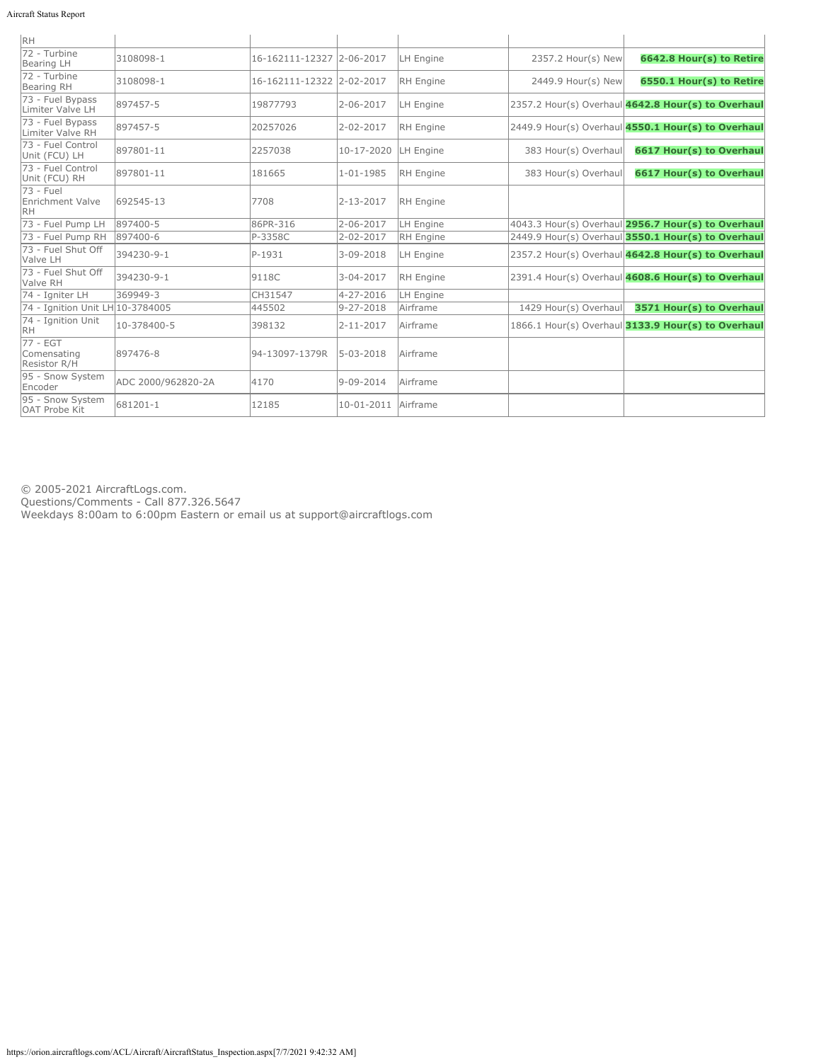| | | | | | | |
|---|---|---|---|---|---|---|
| RH | | | | | | |
| 72 - Turbine Bearing LH | 3108098-1 | 16-162111-12327 | 2-06-2017 | LH Engine | 2357.2 Hour(s) New | **6642.8 Hour(s) to Retire** |
| 72 - Turbine Bearing RH | 3108098-1 | 16-162111-12322 | 2-02-2017 | RH Engine | 2449.9 Hour(s) New | **6550.1 Hour(s) to Retire** |
| 73 - Fuel Bypass Limiter Valve LH | 897457-5 | 19877793 | 2-06-2017 | LH Engine | 2357.2 Hour(s) Overhaul | **4642.8 Hour(s) to Overhaul** |
| 73 - Fuel Bypass Limiter Valve RH | 897457-5 | 20257026 | 2-02-2017 | RH Engine | 2449.9 Hour(s) Overhaul | **4550.1 Hour(s) to Overhaul** |
| 73 - Fuel Control Unit (FCU) LH | 897801-11 | 2257038 | 10-17-2020 | LH Engine | 383 Hour(s) Overhaul | **6617 Hour(s) to Overhaul** |
| 73 - Fuel Control Unit (FCU) RH | 897801-11 | 181665 | 1-01-1985 | RH Engine | 383 Hour(s) Overhaul | **6617 Hour(s) to Overhaul** |
| 73 - Fuel Enrichment Valve RH | 692545-13 | 7708 | 2-13-2017 | RH Engine | | |
| 73 - Fuel Pump LH | 897400-5 | 86PR-316 | 2-06-2017 | LH Engine | 4043.3 Hour(s) Overhaul | **2956.7 Hour(s) to Overhaul** |
| 73 - Fuel Pump RH | 897400-6 | P-3358C | 2-02-2017 | RH Engine | 2449.9 Hour(s) Overhaul | **3550.1 Hour(s) to Overhaul** |
| 73 - Fuel Shut Off Valve LH | 394230-9-1 | P-1931 | 3-09-2018 | LH Engine | 2357.2 Hour(s) Overhaul | **4642.8 Hour(s) to Overhaul** |
| 73 - Fuel Shut Off Valve RH | 394230-9-1 | 9118C | 3-04-2017 | RH Engine | 2391.4 Hour(s) Overhaul | **4608.6 Hour(s) to Overhaul** |
| 74 - Igniter LH | 369949-3 | CH31547 | 4-27-2016 | LH Engine | | |
| 74 - Ignition Unit LH | 10-3784005 | 445502 | 9-27-2018 | Airframe | 1429 Hour(s) Overhaul | **3571 Hour(s) to Overhaul** |
| 74 - Ignition Unit RH | 10-378400-5 | 398132 | 2-11-2017 | Airframe | 1866.1 Hour(s) Overhaul | **3133.9 Hour(s) to Overhaul** |
| 77 - EGT Comensating Resistor R/H | 897476-8 | 94-13097-1379R | 5-03-2018 | Airframe | | |
| 95 - Snow System Encoder | ADC 2000/962820-2A | 4170 | 9-09-2014 | Airframe | | |
| 95 - Snow System OAT Probe Kit | 681201-1 | 12185 | 10-01-2011 | Airframe | | |

© 2005-2021 AircraftLogs.com.
Questions/Comments - Call 877.326.5647
Weekdays 8:00am to 6:00pm Eastern or email us at support@aircraftlogs.com